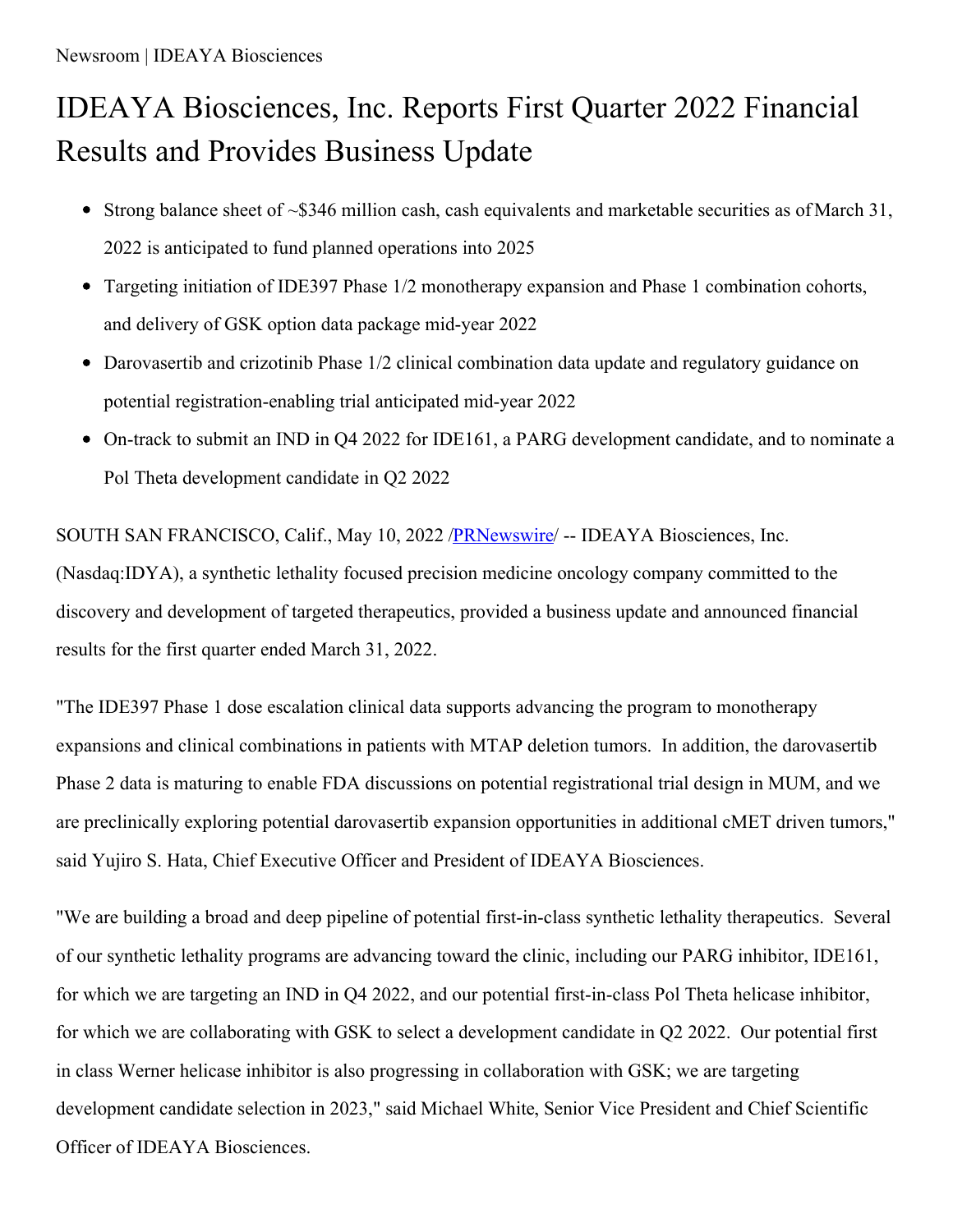Newsroom | IDEAYA Biosciences

# IDEAYA Biosciences, Inc. Reports First Quarter 2022 Financial Results and Provides Business Update

- Strong balance sheet of ~$346 million cash, cash equivalents and marketable securities as of March 31, 2022 is anticipated to fund planned operations into 2025
- Targeting initiation of IDE397 Phase 1/2 monotherapy expansion and Phase 1 combination cohorts, and delivery of GSK option data package mid-year 2022
- Darovasertib and crizotinib Phase 1/2 clinical combination data update and regulatory guidance on potential registration-enabling trial anticipated mid-year 2022
- On-track to submit an IND in Q4 2022 for IDE161, a PARG development candidate, and to nominate a Pol Theta development candidate in Q2 2022

SOUTH SAN FRANCISCO, Calif., May 10, 2022 /PRNewswire/ -- IDEAYA Biosciences, Inc. (Nasdaq:IDYA), a synthetic lethality focused precision medicine oncology company committed to the discovery and development of targeted therapeutics, provided a business update and announced financial results for the first quarter ended March 31, 2022.

"The IDE397 Phase 1 dose escalation clinical data supports advancing the program to monotherapy expansions and clinical combinations in patients with MTAP deletion tumors. In addition, the darovasertib Phase 2 data is maturing to enable FDA discussions on potential registrational trial design in MUM, and we are preclinically exploring potential darovasertib expansion opportunities in additional cMET driven tumors," said Yujiro S. Hata, Chief Executive Officer and President of IDEAYA Biosciences.

"We are building a broad and deep pipeline of potential first-in-class synthetic lethality therapeutics. Several of our synthetic lethality programs are advancing toward the clinic, including our PARG inhibitor, IDE161, for which we are targeting an IND in Q4 2022, and our potential first-in-class Pol Theta helicase inhibitor, for which we are collaborating with GSK to select a development candidate in Q2 2022. Our potential first in class Werner helicase inhibitor is also progressing in collaboration with GSK; we are targeting development candidate selection in 2023," said Michael White, Senior Vice President and Chief Scientific Officer of IDEAYA Biosciences.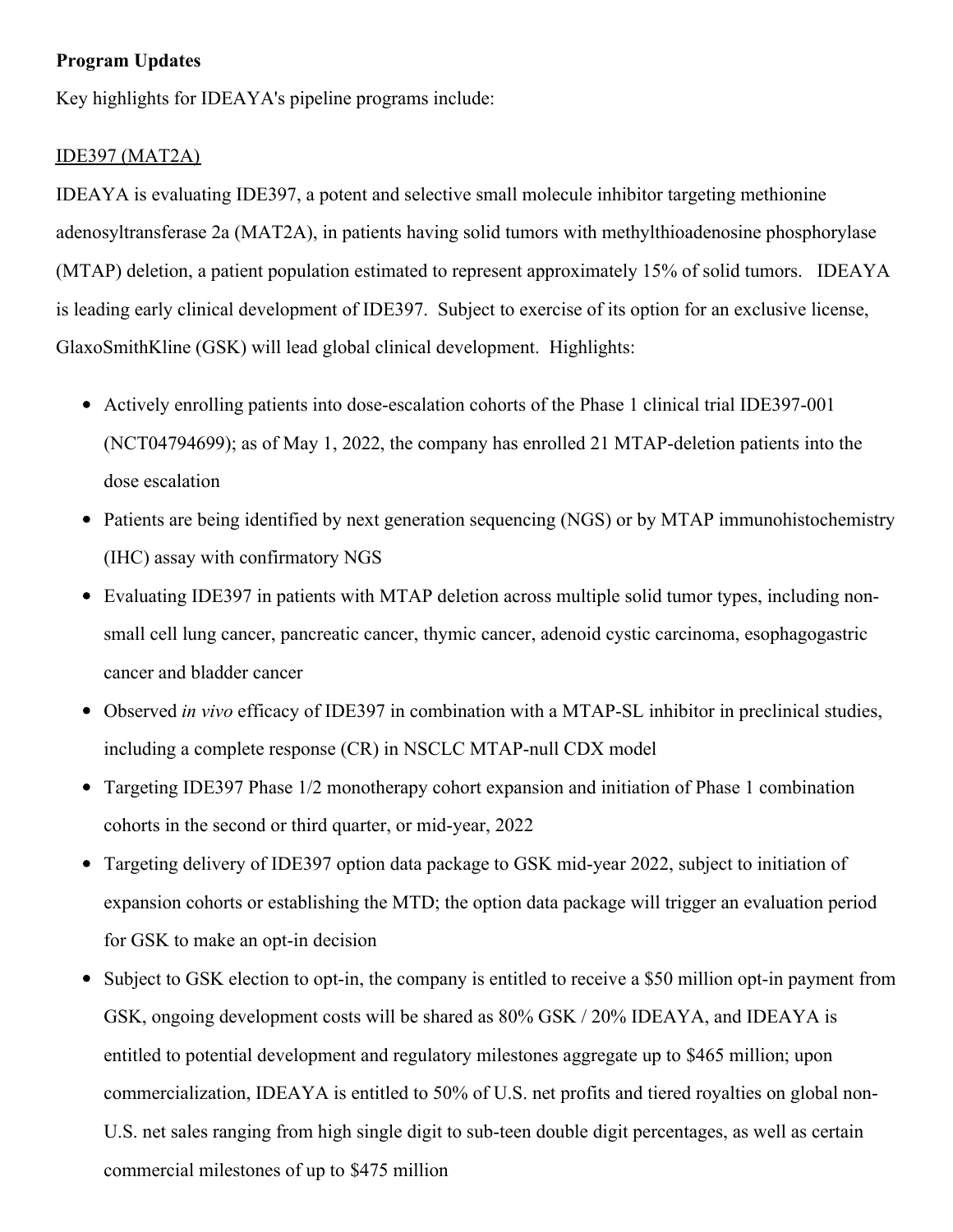**Program Updates**

Key highlights for IDEAYA's pipeline programs include:

IDE397 (MAT2A)

IDEAYA is evaluating IDE397, a potent and selective small molecule inhibitor targeting methionine adenosyltransferase 2a (MAT2A), in patients having solid tumors with methylthioadenosine phosphorylase (MTAP) deletion, a patient population estimated to represent approximately 15% of solid tumors. IDEAYA is leading early clinical development of IDE397. Subject to exercise of its option for an exclusive license, GlaxoSmithKline (GSK) will lead global clinical development. Highlights:

- Actively enrolling patients into dose-escalation cohorts of the Phase 1 clinical trial IDE397-001 (NCT04794699); as of May 1, 2022, the company has enrolled 21 MTAP-deletion patients into the dose escalation
- Patients are being identified by next generation sequencing (NGS) or by MTAP immunohistochemistry (IHC) assay with confirmatory NGS
- Evaluating IDE397 in patients with MTAP deletion across multiple solid tumor types, including non-small cell lung cancer, pancreatic cancer, thymic cancer, adenoid cystic carcinoma, esophagogastric cancer and bladder cancer
- Observed *in vivo* efficacy of IDE397 in combination with a MTAP-SL inhibitor in preclinical studies, including a complete response (CR) in NSCLC MTAP-null CDX model
- Targeting IDE397 Phase 1/2 monotherapy cohort expansion and initiation of Phase 1 combination cohorts in the second or third quarter, or mid-year, 2022
- Targeting delivery of IDE397 option data package to GSK mid-year 2022, subject to initiation of expansion cohorts or establishing the MTD; the option data package will trigger an evaluation period for GSK to make an opt-in decision
- Subject to GSK election to opt-in, the company is entitled to receive a $50 million opt-in payment from GSK, ongoing development costs will be shared as 80% GSK / 20% IDEAYA, and IDEAYA is entitled to potential development and regulatory milestones aggregate up to $465 million; upon commercialization, IDEAYA is entitled to 50% of U.S. net profits and tiered royalties on global non-U.S. net sales ranging from high single digit to sub-teen double digit percentages, as well as certain commercial milestones of up to $475 million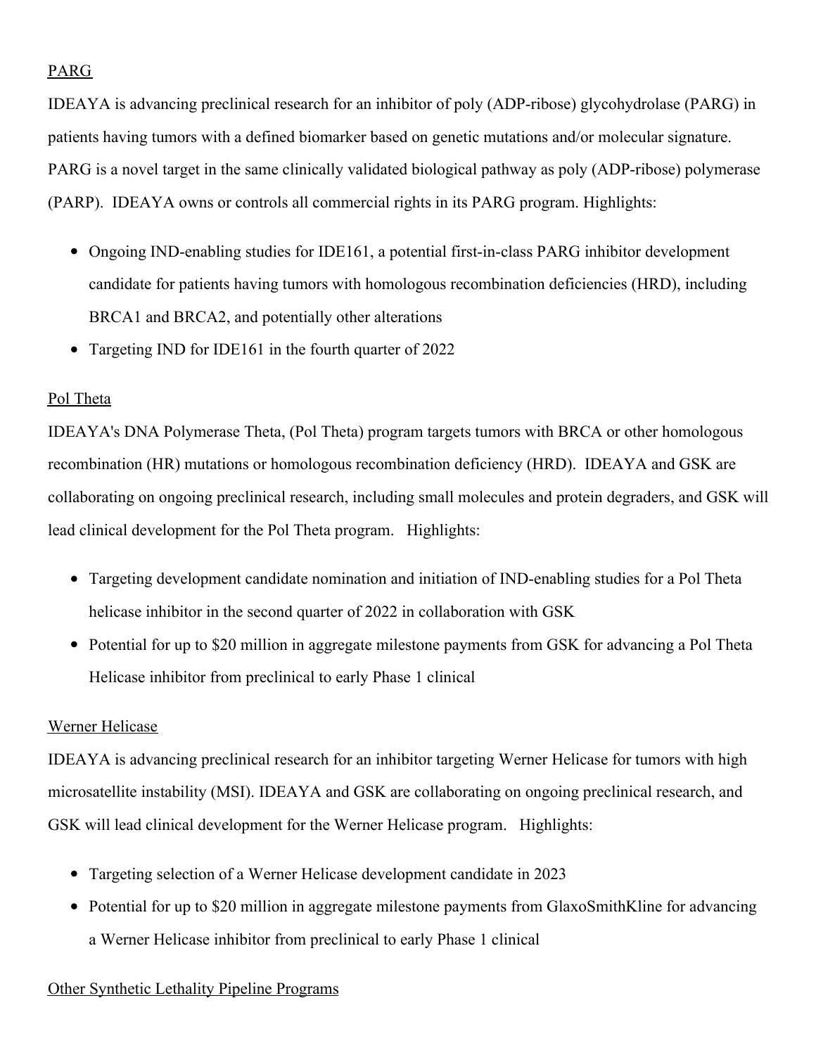<u>PARG</u>

IDEAYA is advancing preclinical research for an inhibitor of poly (ADP-ribose) glycohydrolase (PARG) in patients having tumors with a defined biomarker based on genetic mutations and/or molecular signature. PARG is a novel target in the same clinically validated biological pathway as poly (ADP-ribose) polymerase (PARP). IDEAYA owns or controls all commercial rights in its PARG program. Highlights:

- Ongoing IND-enabling studies for IDE161, a potential first-in-class PARG inhibitor development candidate for patients having tumors with homologous recombination deficiencies (HRD), including BRCA1 and BRCA2, and potentially other alterations
- Targeting IND for IDE161 in the fourth quarter of 2022

<u>Pol Theta</u>

IDEAYA's DNA Polymerase Theta, (Pol Theta) program targets tumors with BRCA or other homologous recombination (HR) mutations or homologous recombination deficiency (HRD). IDEAYA and GSK are collaborating on ongoing preclinical research, including small molecules and protein degraders, and GSK will lead clinical development for the Pol Theta program. Highlights:

- Targeting development candidate nomination and initiation of IND-enabling studies for a Pol Theta helicase inhibitor in the second quarter of 2022 in collaboration with GSK
- Potential for up to $20 million in aggregate milestone payments from GSK for advancing a Pol Theta Helicase inhibitor from preclinical to early Phase 1 clinical

<u>Werner Helicase</u>

IDEAYA is advancing preclinical research for an inhibitor targeting Werner Helicase for tumors with high microsatellite instability (MSI). IDEAYA and GSK are collaborating on ongoing preclinical research, and GSK will lead clinical development for the Werner Helicase program. Highlights:

- Targeting selection of a Werner Helicase development candidate in 2023
- Potential for up to $20 million in aggregate milestone payments from GlaxoSmithKline for advancing a Werner Helicase inhibitor from preclinical to early Phase 1 clinical

<u>Other Synthetic Lethality Pipeline Programs</u>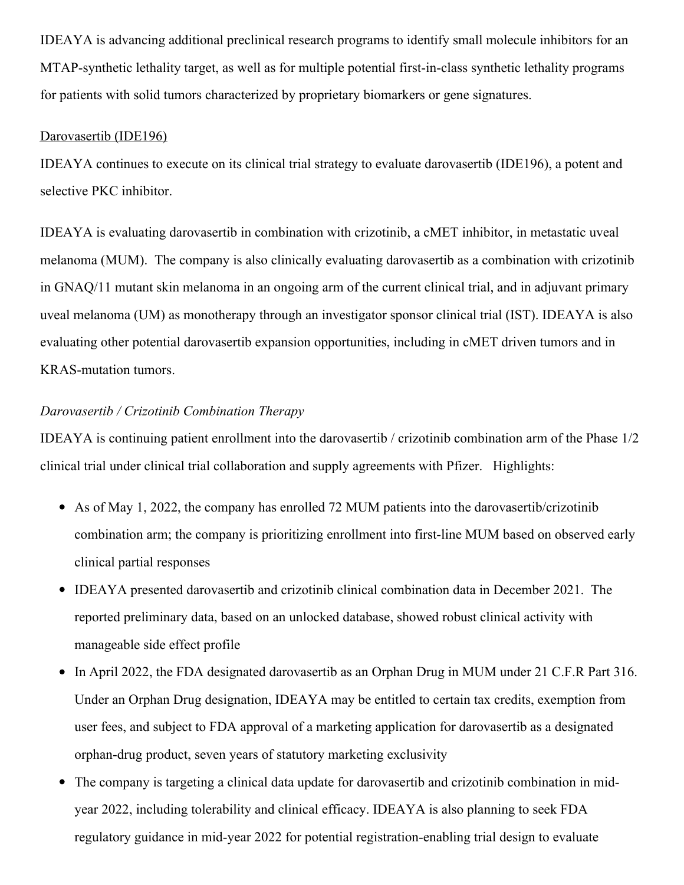IDEAYA is advancing additional preclinical research programs to identify small molecule inhibitors for an MTAP-synthetic lethality target, as well as for multiple potential first-in-class synthetic lethality programs for patients with solid tumors characterized by proprietary biomarkers or gene signatures.

Darovasertib (IDE196)

IDEAYA continues to execute on its clinical trial strategy to evaluate darovasertib (IDE196), a potent and selective PKC inhibitor.

IDEAYA is evaluating darovasertib in combination with crizotinib, a cMET inhibitor, in metastatic uveal melanoma (MUM). The company is also clinically evaluating darovasertib as a combination with crizotinib in GNAQ/11 mutant skin melanoma in an ongoing arm of the current clinical trial, and in adjuvant primary uveal melanoma (UM) as monotherapy through an investigator sponsor clinical trial (IST). IDEAYA is also evaluating other potential darovasertib expansion opportunities, including in cMET driven tumors and in KRAS-mutation tumors.

*Darovasertib / Crizotinib Combination Therapy*

IDEAYA is continuing patient enrollment into the darovasertib / crizotinib combination arm of the Phase 1/2 clinical trial under clinical trial collaboration and supply agreements with Pfizer. Highlights:

- As of May 1, 2022, the company has enrolled 72 MUM patients into the darovasertib/crizotinib combination arm; the company is prioritizing enrollment into first-line MUM based on observed early clinical partial responses
- IDEAYA presented darovasertib and crizotinib clinical combination data in December 2021. The reported preliminary data, based on an unlocked database, showed robust clinical activity with manageable side effect profile
- In April 2022, the FDA designated darovasertib as an Orphan Drug in MUM under 21 C.F.R Part 316. Under an Orphan Drug designation, IDEAYA may be entitled to certain tax credits, exemption from user fees, and subject to FDA approval of a marketing application for darovasertib as a designated orphan-drug product, seven years of statutory marketing exclusivity
- The company is targeting a clinical data update for darovasertib and crizotinib combination in mid-year 2022, including tolerability and clinical efficacy. IDEAYA is also planning to seek FDA regulatory guidance in mid-year 2022 for potential registration-enabling trial design to evaluate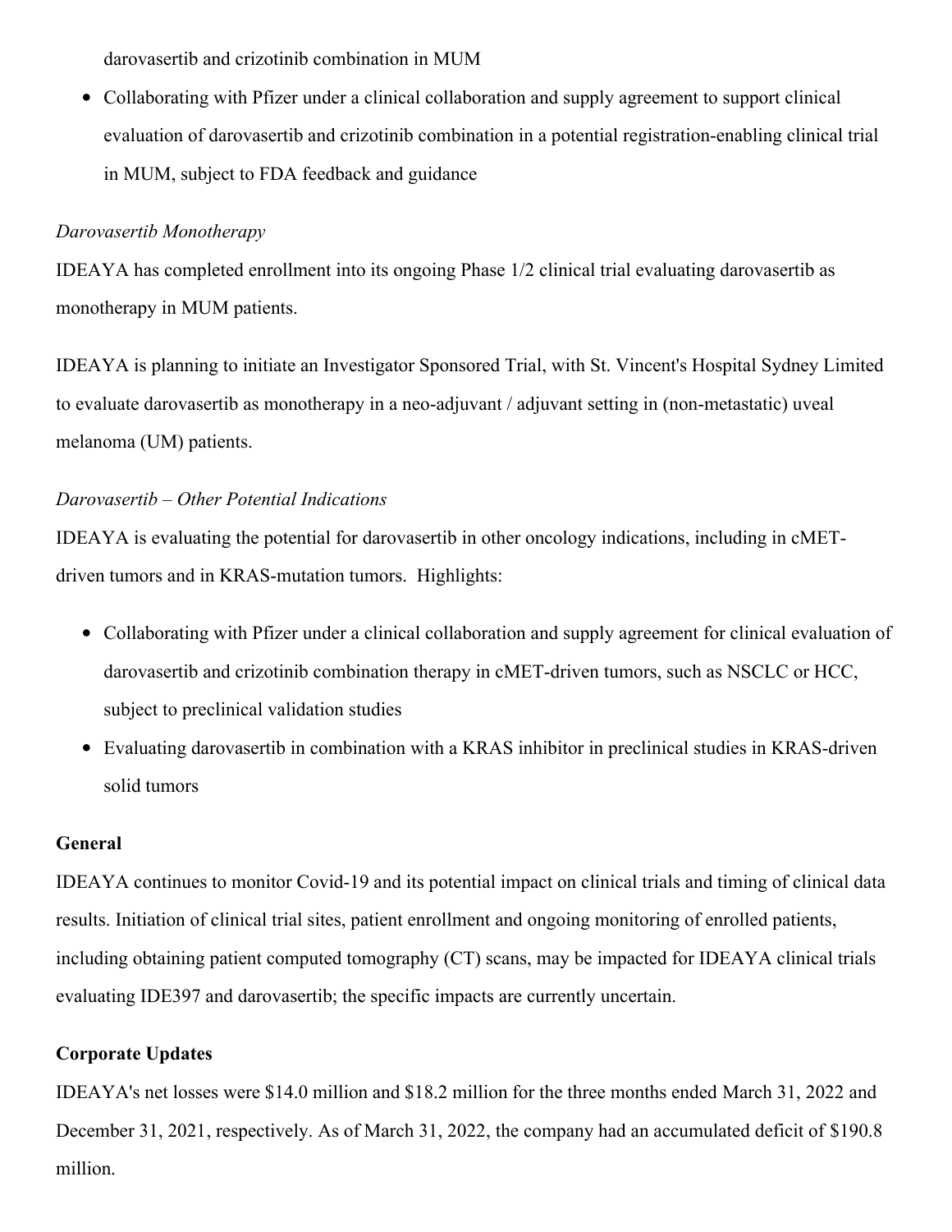darovasertib and crizotinib combination in MUM

- Collaborating with Pfizer under a clinical collaboration and supply agreement to support clinical evaluation of darovasertib and crizotinib combination in a potential registration-enabling clinical trial in MUM, subject to FDA feedback and guidance

*Darovasertib Monotherapy*

IDEAYA has completed enrollment into its ongoing Phase 1/2 clinical trial evaluating darovasertib as monotherapy in MUM patients.

IDEAYA is planning to initiate an Investigator Sponsored Trial, with St. Vincent's Hospital Sydney Limited to evaluate darovasertib as monotherapy in a neo-adjuvant / adjuvant setting in (non-metastatic) uveal melanoma (UM) patients.

*Darovasertib – Other Potential Indications*

IDEAYA is evaluating the potential for darovasertib in other oncology indications, including in cMET-driven tumors and in KRAS-mutation tumors. Highlights:

- Collaborating with Pfizer under a clinical collaboration and supply agreement for clinical evaluation of darovasertib and crizotinib combination therapy in cMET-driven tumors, such as NSCLC or HCC, subject to preclinical validation studies
- Evaluating darovasertib in combination with a KRAS inhibitor in preclinical studies in KRAS-driven solid tumors

**General**

IDEAYA continues to monitor Covid-19 and its potential impact on clinical trials and timing of clinical data results. Initiation of clinical trial sites, patient enrollment and ongoing monitoring of enrolled patients, including obtaining patient computed tomography (CT) scans, may be impacted for IDEAYA clinical trials evaluating IDE397 and darovasertib; the specific impacts are currently uncertain.

**Corporate Updates**

IDEAYA's net losses were $14.0 million and $18.2 million for the three months ended March 31, 2022 and December 31, 2021, respectively. As of March 31, 2022, the company had an accumulated deficit of $190.8 million.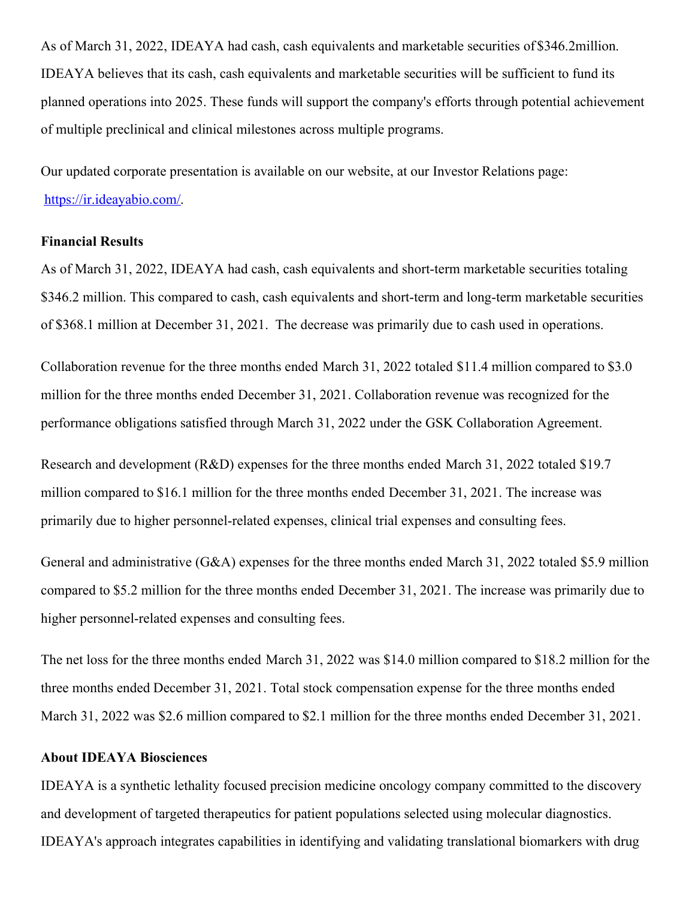As of March 31, 2022, IDEAYA had cash, cash equivalents and marketable securities of $346.2million. IDEAYA believes that its cash, cash equivalents and marketable securities will be sufficient to fund its planned operations into 2025. These funds will support the company's efforts through potential achievement of multiple preclinical and clinical milestones across multiple programs.

Our updated corporate presentation is available on our website, at our Investor Relations page: [https://ir.ideayabio.com/](https://ir.ideayabio.com/).

**Financial Results**

As of March 31, 2022, IDEAYA had cash, cash equivalents and short-term marketable securities totaling $346.2 million. This compared to cash, cash equivalents and short-term and long-term marketable securities of $368.1 million at December 31, 2021. The decrease was primarily due to cash used in operations.

Collaboration revenue for the three months ended March 31, 2022 totaled $11.4 million compared to $3.0 million for the three months ended December 31, 2021. Collaboration revenue was recognized for the performance obligations satisfied through March 31, 2022 under the GSK Collaboration Agreement.

Research and development (R&D) expenses for the three months ended March 31, 2022 totaled $19.7 million compared to $16.1 million for the three months ended December 31, 2021. The increase was primarily due to higher personnel-related expenses, clinical trial expenses and consulting fees.

General and administrative (G&A) expenses for the three months ended March 31, 2022 totaled $5.9 million compared to $5.2 million for the three months ended December 31, 2021. The increase was primarily due to higher personnel-related expenses and consulting fees.

The net loss for the three months ended March 31, 2022 was $14.0 million compared to $18.2 million for the three months ended December 31, 2021. Total stock compensation expense for the three months ended March 31, 2022 was $2.6 million compared to $2.1 million for the three months ended December 31, 2021.

**About IDEAYA Biosciences**

IDEAYA is a synthetic lethality focused precision medicine oncology company committed to the discovery and development of targeted therapeutics for patient populations selected using molecular diagnostics. IDEAYA's approach integrates capabilities in identifying and validating translational biomarkers with drug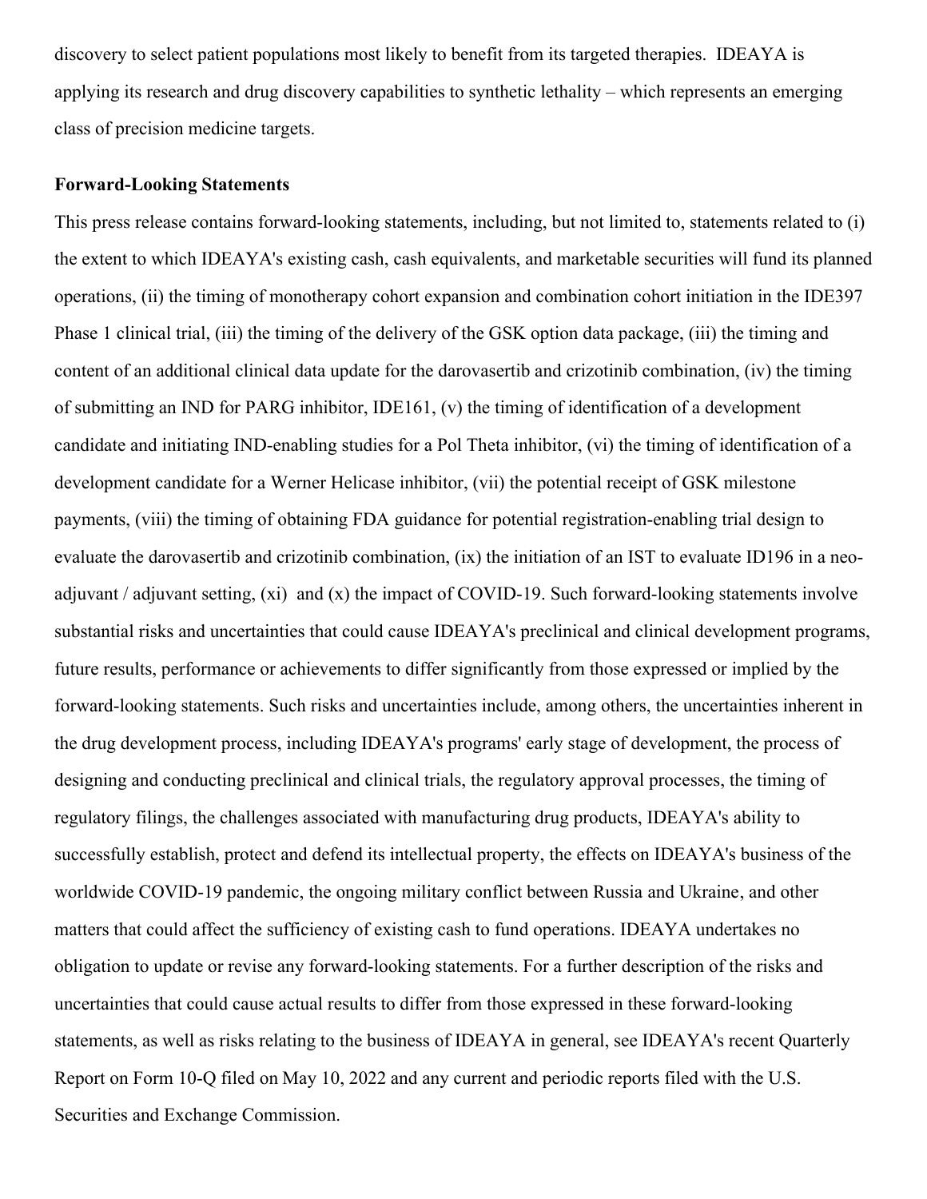discovery to select patient populations most likely to benefit from its targeted therapies. IDEAYA is applying its research and drug discovery capabilities to synthetic lethality – which represents an emerging class of precision medicine targets.

**Forward-Looking Statements**

This press release contains forward-looking statements, including, but not limited to, statements related to (i) the extent to which IDEAYA's existing cash, cash equivalents, and marketable securities will fund its planned operations, (ii) the timing of monotherapy cohort expansion and combination cohort initiation in the IDE397 Phase 1 clinical trial, (iii) the timing of the delivery of the GSK option data package, (iii) the timing and content of an additional clinical data update for the darovasertib and crizotinib combination, (iv) the timing of submitting an IND for PARG inhibitor, IDE161, (v) the timing of identification of a development candidate and initiating IND-enabling studies for a Pol Theta inhibitor, (vi) the timing of identification of a development candidate for a Werner Helicase inhibitor, (vii) the potential receipt of GSK milestone payments, (viii) the timing of obtaining FDA guidance for potential registration-enabling trial design to evaluate the darovasertib and crizotinib combination, (ix) the initiation of an IST to evaluate ID196 in a neo-adjuvant / adjuvant setting, (xi) and (x) the impact of COVID-19. Such forward-looking statements involve substantial risks and uncertainties that could cause IDEAYA's preclinical and clinical development programs, future results, performance or achievements to differ significantly from those expressed or implied by the forward-looking statements. Such risks and uncertainties include, among others, the uncertainties inherent in the drug development process, including IDEAYA's programs' early stage of development, the process of designing and conducting preclinical and clinical trials, the regulatory approval processes, the timing of regulatory filings, the challenges associated with manufacturing drug products, IDEAYA's ability to successfully establish, protect and defend its intellectual property, the effects on IDEAYA's business of the worldwide COVID-19 pandemic, the ongoing military conflict between Russia and Ukraine, and other matters that could affect the sufficiency of existing cash to fund operations. IDEAYA undertakes no obligation to update or revise any forward-looking statements. For a further description of the risks and uncertainties that could cause actual results to differ from those expressed in these forward-looking statements, as well as risks relating to the business of IDEAYA in general, see IDEAYA's recent Quarterly Report on Form 10-Q filed on May 10, 2022 and any current and periodic reports filed with the U.S. Securities and Exchange Commission.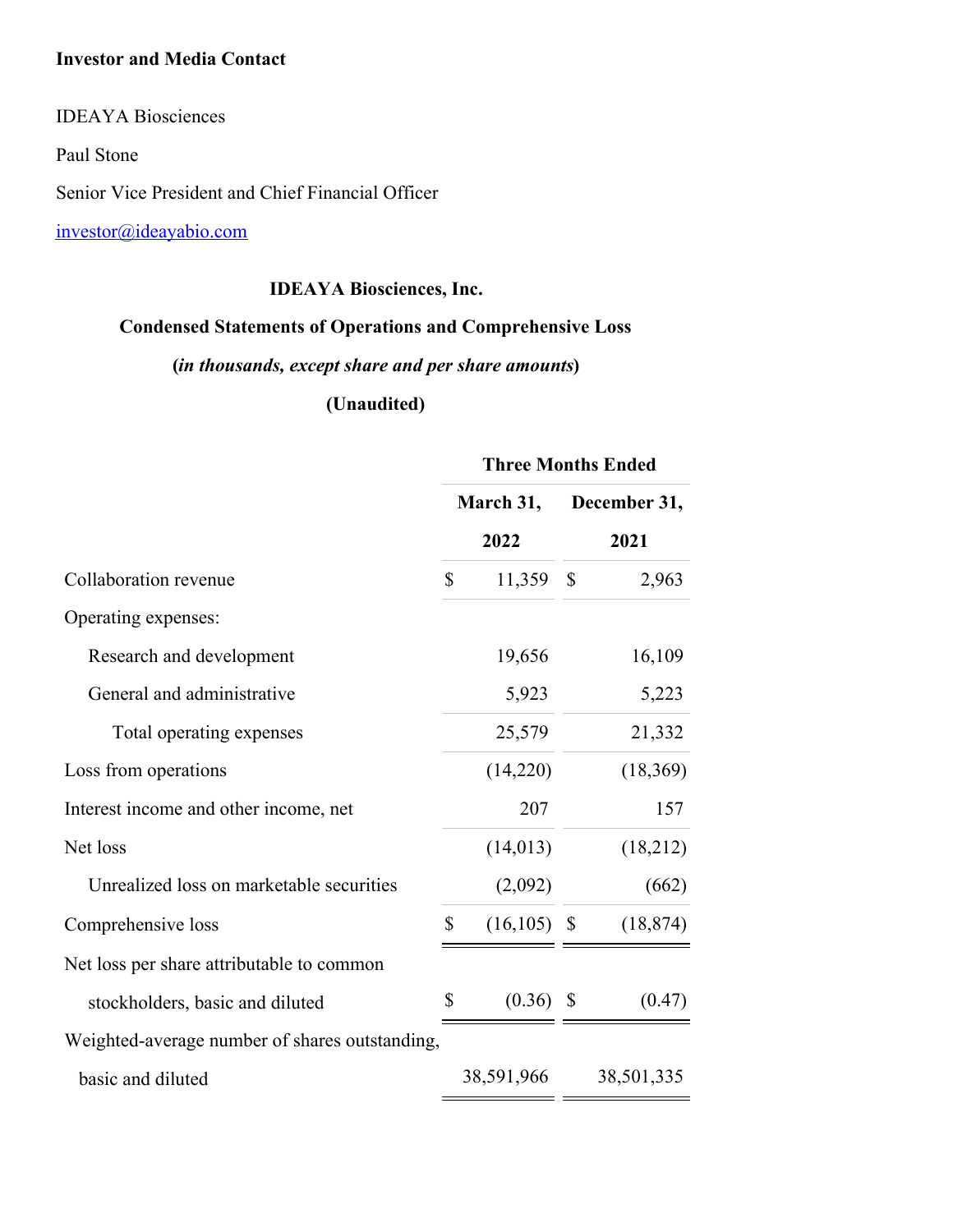**Investor and Media Contact**

IDEAYA Biosciences

Paul Stone

Senior Vice President and Chief Financial Officer

investor@ideayabio.com

**IDEAYA Biosciences, Inc.**

**Condensed Statements of Operations and Comprehensive Loss**

**(*in thousands, except share and per share amounts*)**

**(Unaudited)**

| | Three Months Ended | |
|---|---|---|
| | March 31, 2022 | December 31, 2021 |
| Collaboration revenue | $ 11,359 | $ 2,963 |
| Operating expenses: | | |
| Research and development | 19,656 | 16,109 |
| General and administrative | 5,923 | 5,223 |
| Total operating expenses | 25,579 | 21,332 |
| Loss from operations | (14,220) | (18,369) |
| Interest income and other income, net | 207 | 157 |
| Net loss | (14,013) | (18,212) |
| Unrealized loss on marketable securities | (2,092) | (662) |
| Comprehensive loss | $ (16,105) | $ (18,874) |
| Net loss per share attributable to common stockholders, basic and diluted | $ (0.36) | $ (0.47) |
| Weighted-average number of shares outstanding, basic and diluted | 38,591,966 | 38,501,335 |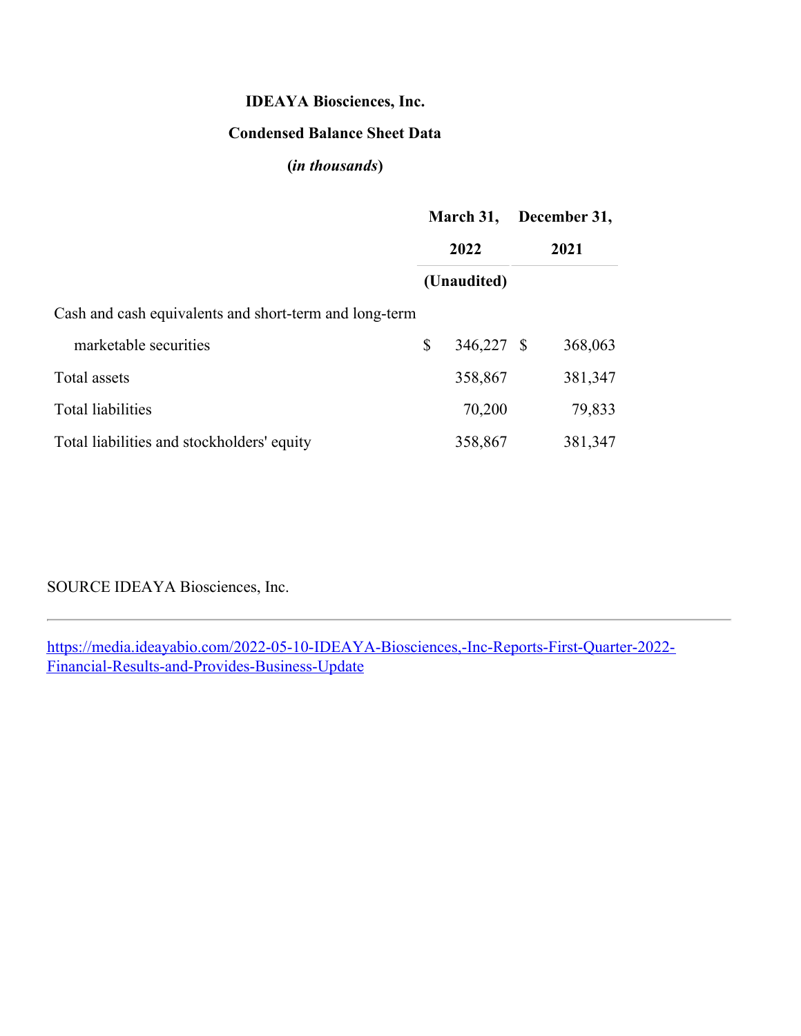**IDEAYA Biosciences, Inc.**

**Condensed Balance Sheet Data**

**(*in thousands*)**

| | March 31, 2022 (Unaudited) | December 31, 2021 |
|---|---|---|
| Cash and cash equivalents and short-term and long-term marketable securities | $ 346,227 | $ 368,063 |
| Total assets | 358,867 | 381,347 |
| Total liabilities | 70,200 | 79,833 |
| Total liabilities and stockholders' equity | 358,867 | 381,347 |

SOURCE IDEAYA Biosciences, Inc.

---

https://media.ideayabio.com/2022-05-10-IDEAYA-Biosciences,-Inc-Reports-First-Quarter-2022-Financial-Results-and-Provides-Business-Update